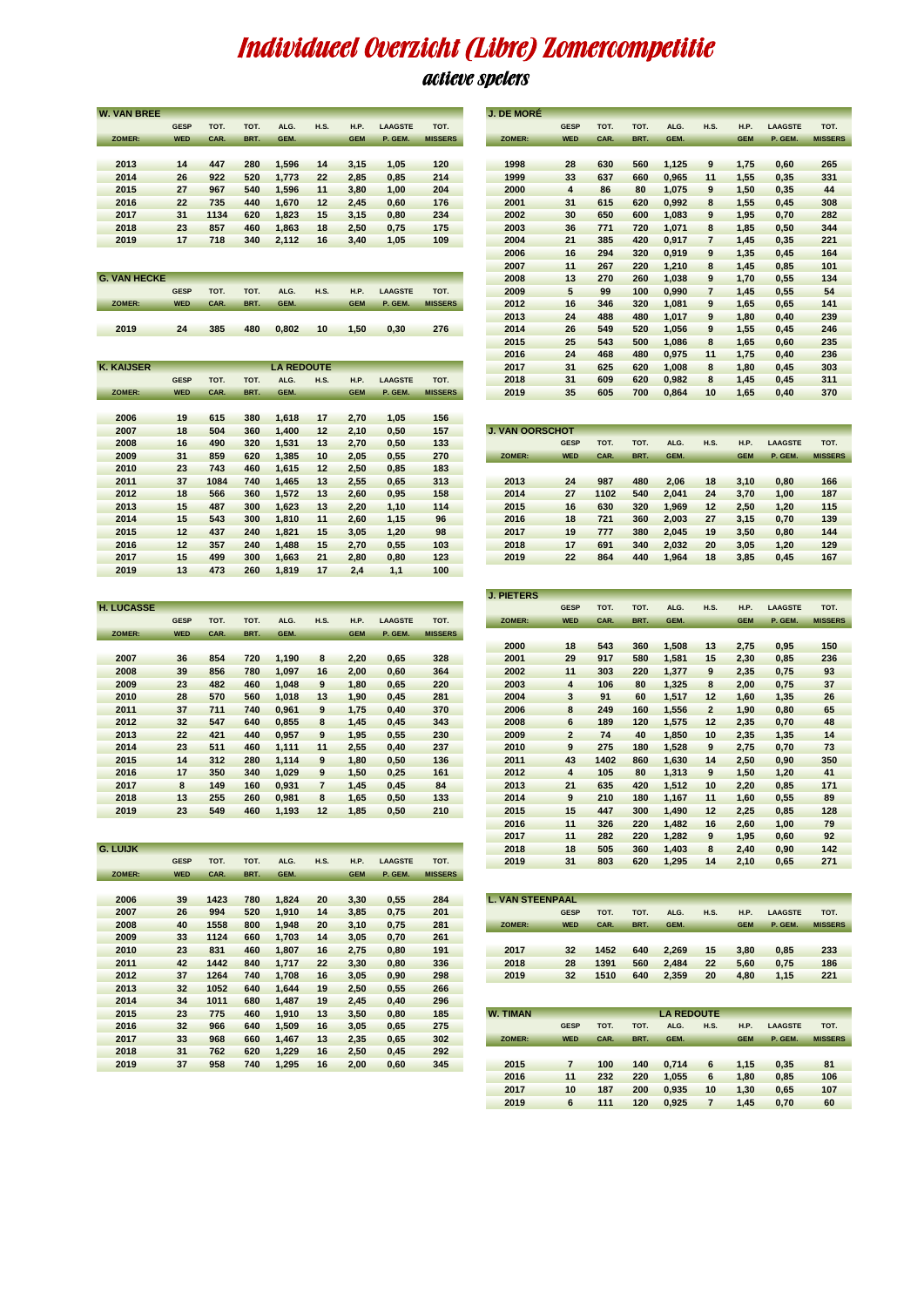# Individueel Overzicht (Libre) Zomercompetitie

## actieve spelers

### W. VAN BREE

| ZOMER: | GESP WED | TOT. CAR. | TOT. BRT. | ALG. GEM. | H.S. | H.P. GEM | LAAGSTE P. GEM. | TOT. MISSERS |
|---|---|---|---|---|---|---|---|---|
| 2013 | 14 | 447 | 280 | 1,596 | 14 | 3,15 | 1,05 | 120 |
| 2014 | 26 | 922 | 520 | 1,773 | 22 | 2,85 | 0,85 | 214 |
| 2015 | 27 | 967 | 540 | 1,596 | 11 | 3,80 | 1,00 | 204 |
| 2016 | 22 | 735 | 440 | 1,670 | 12 | 2,45 | 0,60 | 176 |
| 2017 | 31 | 1134 | 620 | 1,823 | 15 | 3,15 | 0,80 | 234 |
| 2018 | 23 | 857 | 460 | 1,863 | 18 | 2,50 | 0,75 | 175 |
| 2019 | 17 | 718 | 340 | 2,112 | 16 | 3,40 | 1,05 | 109 |

### G. VAN HECKE

| ZOMER: | GESP WED | TOT. CAR. | TOT. BRT. | ALG. GEM. | H.S. | H.P. GEM | LAAGSTE P. GEM. | TOT. MISSERS |
|---|---|---|---|---|---|---|---|---|
| 2019 | 24 | 385 | 480 | 0,802 | 10 | 1,50 | 0,30 | 276 |

### K. KAIJSER — LA REDOUTE

| ZOMER: | GESP WED | TOT. CAR. | TOT. BRT. | ALG. GEM. | H.S. | H.P. GEM | LAAGSTE P. GEM. | TOT. MISSERS |
|---|---|---|---|---|---|---|---|---|
| 2006 | 19 | 615 | 380 | 1,618 | 17 | 2,70 | 1,05 | 156 |
| 2007 | 18 | 504 | 360 | 1,400 | 12 | 2,10 | 0,50 | 157 |
| 2008 | 16 | 490 | 320 | 1,531 | 13 | 2,70 | 0,50 | 133 |
| 2009 | 31 | 859 | 620 | 1,385 | 10 | 2,05 | 0,55 | 270 |
| 2010 | 23 | 743 | 460 | 1,615 | 12 | 2,50 | 0,85 | 183 |
| 2011 | 37 | 1084 | 740 | 1,465 | 13 | 2,55 | 0,65 | 313 |
| 2012 | 18 | 566 | 360 | 1,572 | 13 | 2,60 | 0,95 | 158 |
| 2013 | 15 | 487 | 300 | 1,623 | 13 | 2,20 | 1,10 | 114 |
| 2014 | 15 | 543 | 300 | 1,810 | 11 | 2,60 | 1,15 | 96 |
| 2015 | 12 | 437 | 240 | 1,821 | 15 | 3,05 | 1,20 | 98 |
| 2016 | 12 | 357 | 240 | 1,488 | 15 | 2,70 | 0,55 | 103 |
| 2017 | 15 | 499 | 300 | 1,663 | 21 | 2,80 | 0,80 | 123 |
| 2019 | 13 | 473 | 260 | 1,819 | 17 | 2,4 | 1,1 | 100 |

### H. LUCASSE

| ZOMER: | GESP WED | TOT. CAR. | TOT. BRT. | ALG. GEM. | H.S. | H.P. GEM | LAAGSTE P. GEM. | TOT. MISSERS |
|---|---|---|---|---|---|---|---|---|
| 2007 | 36 | 854 | 720 | 1,190 | 8 | 2,20 | 0,65 | 328 |
| 2008 | 39 | 856 | 780 | 1,097 | 16 | 2,00 | 0,60 | 364 |
| 2009 | 23 | 482 | 460 | 1,048 | 9 | 1,80 | 0,65 | 220 |
| 2010 | 28 | 570 | 560 | 1,018 | 13 | 1,90 | 0,45 | 281 |
| 2011 | 37 | 711 | 740 | 0,961 | 9 | 1,75 | 0,40 | 370 |
| 2012 | 32 | 547 | 640 | 0,855 | 8 | 1,45 | 0,45 | 343 |
| 2013 | 22 | 421 | 440 | 0,957 | 9 | 1,95 | 0,55 | 230 |
| 2014 | 23 | 511 | 460 | 1,111 | 11 | 2,55 | 0,40 | 237 |
| 2015 | 14 | 312 | 280 | 1,114 | 9 | 1,80 | 0,50 | 136 |
| 2016 | 17 | 350 | 340 | 1,029 | 9 | 1,50 | 0,25 | 161 |
| 2017 | 8 | 149 | 160 | 0,931 | 7 | 1,45 | 0,45 | 84 |
| 2018 | 13 | 255 | 260 | 0,981 | 8 | 1,65 | 0,50 | 133 |
| 2019 | 23 | 549 | 460 | 1,193 | 12 | 1,85 | 0,50 | 210 |

### G. LUIJK

| ZOMER: | GESP WED | TOT. CAR. | TOT. BRT. | ALG. GEM. | H.S. | H.P. GEM | LAAGSTE P. GEM. | TOT. MISSERS |
|---|---|---|---|---|---|---|---|---|
| 2006 | 39 | 1423 | 780 | 1,824 | 20 | 3,30 | 0,55 | 284 |
| 2007 | 26 | 994 | 520 | 1,910 | 14 | 3,85 | 0,75 | 201 |
| 2008 | 40 | 1558 | 800 | 1,948 | 20 | 3,10 | 0,75 | 281 |
| 2009 | 33 | 1124 | 660 | 1,703 | 14 | 3,05 | 0,70 | 261 |
| 2010 | 23 | 831 | 460 | 1,807 | 16 | 2,75 | 0,80 | 191 |
| 2011 | 42 | 1442 | 840 | 1,717 | 22 | 3,30 | 0,80 | 336 |
| 2012 | 37 | 1264 | 740 | 1,708 | 16 | 3,05 | 0,90 | 298 |
| 2013 | 32 | 1052 | 640 | 1,644 | 19 | 2,50 | 0,55 | 266 |
| 2014 | 34 | 1011 | 680 | 1,487 | 19 | 2,45 | 0,40 | 296 |
| 2015 | 23 | 775 | 460 | 1,910 | 13 | 3,50 | 0,80 | 185 |
| 2016 | 32 | 966 | 640 | 1,509 | 16 | 3,05 | 0,65 | 275 |
| 2017 | 33 | 968 | 660 | 1,467 | 13 | 2,35 | 0,65 | 302 |
| 2018 | 31 | 762 | 620 | 1,229 | 16 | 2,50 | 0,45 | 292 |
| 2019 | 37 | 958 | 740 | 1,295 | 16 | 2,00 | 0,60 | 345 |

### J. DE MORÉ

| ZOMER: | GESP WED | TOT. CAR. | TOT. BRT. | ALG. GEM. | H.S. | H.P. GEM | LAAGSTE P. GEM. | TOT. MISSERS |
|---|---|---|---|---|---|---|---|---|
| 1998 | 28 | 630 | 560 | 1,125 | 9 | 1,75 | 0,60 | 265 |
| 1999 | 33 | 637 | 660 | 0,965 | 11 | 1,55 | 0,35 | 331 |
| 2000 | 4 | 86 | 80 | 1,075 | 9 | 1,50 | 0,35 | 44 |
| 2001 | 31 | 615 | 620 | 0,992 | 8 | 1,55 | 0,45 | 308 |
| 2002 | 30 | 650 | 600 | 1,083 | 9 | 1,95 | 0,70 | 282 |
| 2003 | 36 | 771 | 720 | 1,071 | 8 | 1,85 | 0,50 | 344 |
| 2004 | 21 | 385 | 420 | 0,917 | 7 | 1,45 | 0,35 | 221 |
| 2006 | 16 | 294 | 320 | 0,919 | 9 | 1,35 | 0,45 | 164 |
| 2007 | 11 | 267 | 220 | 1,210 | 8 | 1,45 | 0,85 | 101 |
| 2008 | 13 | 270 | 260 | 1,038 | 9 | 1,70 | 0,55 | 134 |
| 2009 | 5 | 99 | 100 | 0,990 | 7 | 1,45 | 0,55 | 54 |
| 2012 | 16 | 346 | 320 | 1,081 | 9 | 1,65 | 0,65 | 141 |
| 2013 | 24 | 488 | 480 | 1,017 | 9 | 1,80 | 0,40 | 239 |
| 2014 | 26 | 549 | 520 | 1,056 | 9 | 1,55 | 0,45 | 246 |
| 2015 | 25 | 543 | 500 | 1,086 | 8 | 1,65 | 0,60 | 235 |
| 2016 | 24 | 468 | 480 | 0,975 | 11 | 1,75 | 0,40 | 236 |
| 2017 | 31 | 625 | 620 | 1,008 | 8 | 1,80 | 0,45 | 303 |
| 2018 | 31 | 609 | 620 | 0,982 | 8 | 1,45 | 0,45 | 311 |
| 2019 | 35 | 605 | 700 | 0,864 | 10 | 1,65 | 0,40 | 370 |

### J. VAN OORSCHOT

| ZOMER: | GESP WED | TOT. CAR. | TOT. BRT. | ALG. GEM. | H.S. | H.P. GEM | LAAGSTE P. GEM. | TOT. MISSERS |
|---|---|---|---|---|---|---|---|---|
| 2013 | 24 | 987 | 480 | 2,06 | 18 | 3,10 | 0,80 | 166 |
| 2014 | 27 | 1102 | 540 | 2,041 | 24 | 3,70 | 1,00 | 187 |
| 2015 | 16 | 630 | 320 | 1,969 | 12 | 2,50 | 1,20 | 115 |
| 2016 | 18 | 721 | 360 | 2,003 | 27 | 3,15 | 0,70 | 139 |
| 2017 | 19 | 777 | 380 | 2,045 | 19 | 3,50 | 0,80 | 144 |
| 2018 | 17 | 691 | 340 | 2,032 | 20 | 3,05 | 1,20 | 129 |
| 2019 | 22 | 864 | 440 | 1,964 | 18 | 3,85 | 0,45 | 167 |

### J. PIETERS

| ZOMER: | GESP WED | TOT. CAR. | TOT. BRT. | ALG. GEM. | H.S. | H.P. GEM | LAAGSTE P. GEM. | TOT. MISSERS |
|---|---|---|---|---|---|---|---|---|
| 2000 | 18 | 543 | 360 | 1,508 | 13 | 2,75 | 0,95 | 150 |
| 2001 | 29 | 917 | 580 | 1,581 | 15 | 2,30 | 0,85 | 236 |
| 2002 | 11 | 303 | 220 | 1,377 | 9 | 2,35 | 0,75 | 93 |
| 2003 | 4 | 106 | 80 | 1,325 | 8 | 2,00 | 0,75 | 37 |
| 2004 | 3 | 91 | 60 | 1,517 | 12 | 1,60 | 1,35 | 26 |
| 2006 | 8 | 249 | 160 | 1,556 | 2 | 1,90 | 0,80 | 65 |
| 2008 | 6 | 189 | 120 | 1,575 | 12 | 2,35 | 0,70 | 48 |
| 2009 | 2 | 74 | 40 | 1,850 | 10 | 2,35 | 1,35 | 14 |
| 2010 | 9 | 275 | 180 | 1,528 | 9 | 2,75 | 0,70 | 73 |
| 2011 | 43 | 1402 | 860 | 1,630 | 14 | 2,50 | 0,90 | 350 |
| 2012 | 4 | 105 | 80 | 1,313 | 9 | 1,50 | 1,20 | 41 |
| 2013 | 21 | 635 | 420 | 1,512 | 10 | 2,20 | 0,85 | 171 |
| 2014 | 9 | 210 | 180 | 1,167 | 11 | 1,60 | 0,55 | 89 |
| 2015 | 15 | 447 | 300 | 1,490 | 12 | 2,25 | 0,85 | 128 |
| 2016 | 11 | 326 | 220 | 1,482 | 16 | 2,60 | 1,00 | 79 |
| 2017 | 11 | 282 | 220 | 1,282 | 9 | 1,95 | 0,60 | 92 |
| 2018 | 18 | 505 | 360 | 1,403 | 8 | 2,40 | 0,90 | 142 |
| 2019 | 31 | 803 | 620 | 1,295 | 14 | 2,10 | 0,65 | 271 |

### L. VAN STEENPAAL

| ZOMER: | GESP WED | TOT. CAR. | TOT. BRT. | ALG. GEM. | H.S. | H.P. GEM | LAAGSTE P. GEM. | TOT. MISSERS |
|---|---|---|---|---|---|---|---|---|
| 2017 | 32 | 1452 | 640 | 2,269 | 15 | 3,80 | 0,85 | 233 |
| 2018 | 28 | 1391 | 560 | 2,484 | 22 | 5,60 | 0,75 | 186 |
| 2019 | 32 | 1510 | 640 | 2,359 | 20 | 4,80 | 1,15 | 221 |

### W. TIMAN — LA REDOUTE

| ZOMER: | GESP WED | TOT. CAR. | TOT. BRT. | ALG. GEM. | H.S. | H.P. GEM | LAAGSTE P. GEM. | TOT. MISSERS |
|---|---|---|---|---|---|---|---|---|
| 2015 | 7 | 100 | 140 | 0,714 | 6 | 1,15 | 0,35 | 81 |
| 2016 | 11 | 232 | 220 | 1,055 | 6 | 1,80 | 0,85 | 106 |
| 2017 | 10 | 187 | 200 | 0,935 | 10 | 1,30 | 0,65 | 107 |
| 2019 | 6 | 111 | 120 | 0,925 | 7 | 1,45 | 0,70 | 60 |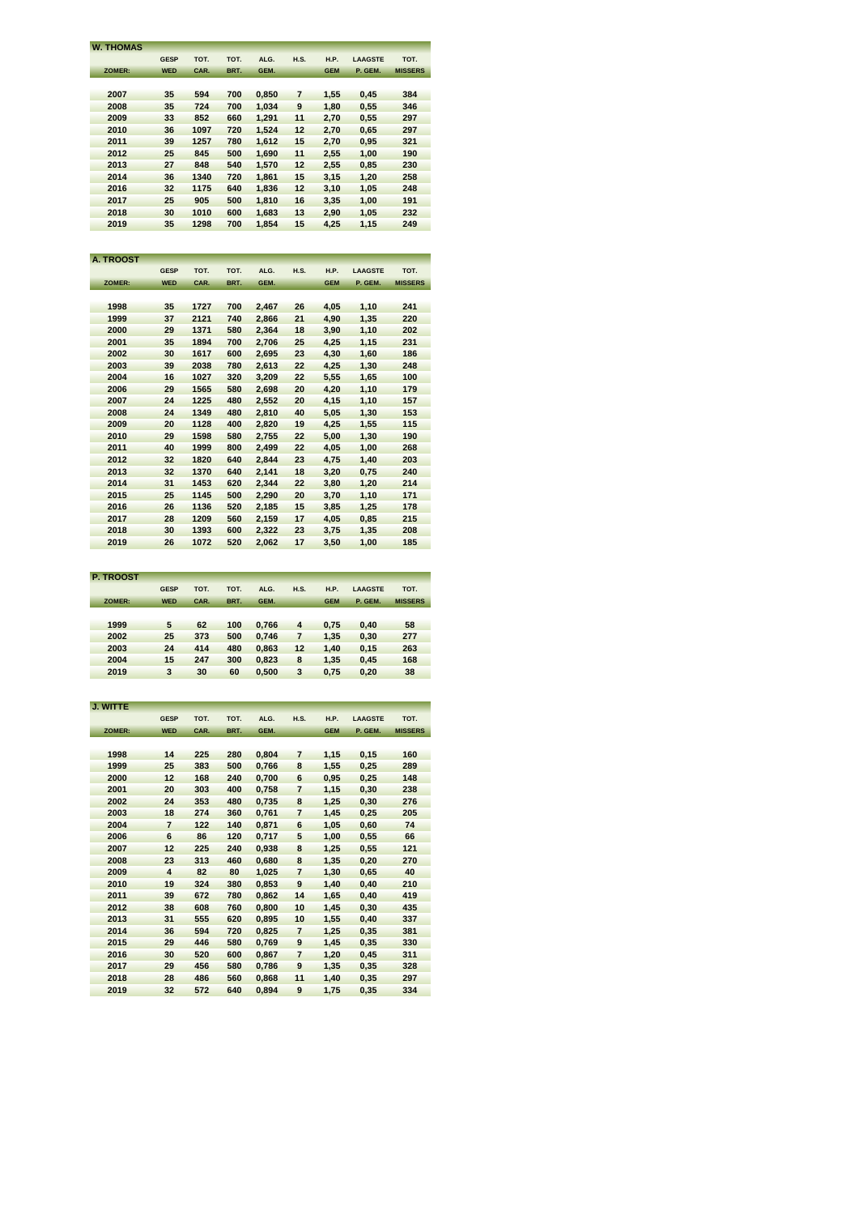## W. THOMAS

| ZOMER: | GESP WED | TOT. CAR. | TOT. BRT. | ALG. GEM. | H.S. | H.P. GEM | LAAGSTE P. GEM. | TOT. MISSERS |
|---|---|---|---|---|---|---|---|---|
| 2007 | 35 | 594 | 700 | 0,850 | 7 | 1,55 | 0,45 | 384 |
| 2008 | 35 | 724 | 700 | 1,034 | 9 | 1,80 | 0,55 | 346 |
| 2009 | 33 | 852 | 660 | 1,291 | 11 | 2,70 | 0,55 | 297 |
| 2010 | 36 | 1097 | 720 | 1,524 | 12 | 2,70 | 0,65 | 297 |
| 2011 | 39 | 1257 | 780 | 1,612 | 15 | 2,70 | 0,95 | 321 |
| 2012 | 25 | 845 | 500 | 1,690 | 11 | 2,55 | 1,00 | 190 |
| 2013 | 27 | 848 | 540 | 1,570 | 12 | 2,55 | 0,85 | 230 |
| 2014 | 36 | 1340 | 720 | 1,861 | 15 | 3,15 | 1,20 | 258 |
| 2016 | 32 | 1175 | 640 | 1,836 | 12 | 3,10 | 1,05 | 248 |
| 2017 | 25 | 905 | 500 | 1,810 | 16 | 3,35 | 1,00 | 191 |
| 2018 | 30 | 1010 | 600 | 1,683 | 13 | 2,90 | 1,05 | 232 |
| 2019 | 35 | 1298 | 700 | 1,854 | 15 | 4,25 | 1,15 | 249 |

## A. TROOST

| ZOMER: | GESP WED | TOT. CAR. | TOT. BRT. | ALG. GEM. | H.S. | H.P. GEM | LAAGSTE P. GEM. | TOT. MISSERS |
|---|---|---|---|---|---|---|---|---|
| 1998 | 35 | 1727 | 700 | 2,467 | 26 | 4,05 | 1,10 | 241 |
| 1999 | 37 | 2121 | 740 | 2,866 | 21 | 4,90 | 1,35 | 220 |
| 2000 | 29 | 1371 | 580 | 2,364 | 18 | 3,90 | 1,10 | 202 |
| 2001 | 35 | 1894 | 700 | 2,706 | 25 | 4,25 | 1,15 | 231 |
| 2002 | 30 | 1617 | 600 | 2,695 | 23 | 4,30 | 1,60 | 186 |
| 2003 | 39 | 2038 | 780 | 2,613 | 22 | 4,25 | 1,30 | 248 |
| 2004 | 16 | 1027 | 320 | 3,209 | 22 | 5,55 | 1,65 | 100 |
| 2006 | 29 | 1565 | 580 | 2,698 | 20 | 4,20 | 1,10 | 179 |
| 2007 | 24 | 1225 | 480 | 2,552 | 20 | 4,15 | 1,10 | 157 |
| 2008 | 24 | 1349 | 480 | 2,810 | 40 | 5,05 | 1,30 | 153 |
| 2009 | 20 | 1128 | 400 | 2,820 | 19 | 4,25 | 1,55 | 115 |
| 2010 | 29 | 1598 | 580 | 2,755 | 22 | 5,00 | 1,30 | 190 |
| 2011 | 40 | 1999 | 800 | 2,499 | 22 | 4,05 | 1,00 | 268 |
| 2012 | 32 | 1820 | 640 | 2,844 | 23 | 4,75 | 1,40 | 203 |
| 2013 | 32 | 1370 | 640 | 2,141 | 18 | 3,20 | 0,75 | 240 |
| 2014 | 31 | 1453 | 620 | 2,344 | 22 | 3,80 | 1,20 | 214 |
| 2015 | 25 | 1145 | 500 | 2,290 | 20 | 3,70 | 1,10 | 171 |
| 2016 | 26 | 1136 | 520 | 2,185 | 15 | 3,85 | 1,25 | 178 |
| 2017 | 28 | 1209 | 560 | 2,159 | 17 | 4,05 | 0,85 | 215 |
| 2018 | 30 | 1393 | 600 | 2,322 | 23 | 3,75 | 1,35 | 208 |
| 2019 | 26 | 1072 | 520 | 2,062 | 17 | 3,50 | 1,00 | 185 |

## P. TROOST

| ZOMER: | GESP WED | TOT. CAR. | TOT. BRT. | ALG. GEM. | H.S. | H.P. GEM | LAAGSTE P. GEM. | TOT. MISSERS |
|---|---|---|---|---|---|---|---|---|
| 1999 | 5 | 62 | 100 | 0,766 | 4 | 0,75 | 0,40 | 58 |
| 2002 | 25 | 373 | 500 | 0,746 | 7 | 1,35 | 0,30 | 277 |
| 2003 | 24 | 414 | 480 | 0,863 | 12 | 1,40 | 0,15 | 263 |
| 2004 | 15 | 247 | 300 | 0,823 | 8 | 1,35 | 0,45 | 168 |
| 2019 | 3 | 30 | 60 | 0,500 | 3 | 0,75 | 0,20 | 38 |

## J. WITTE

| ZOMER: | GESP WED | TOT. CAR. | TOT. BRT. | ALG. GEM. | H.S. | H.P. GEM | LAAGSTE P. GEM. | TOT. MISSERS |
|---|---|---|---|---|---|---|---|---|
| 1998 | 14 | 225 | 280 | 0,804 | 7 | 1,15 | 0,15 | 160 |
| 1999 | 25 | 383 | 500 | 0,766 | 8 | 1,55 | 0,25 | 289 |
| 2000 | 12 | 168 | 240 | 0,700 | 6 | 0,95 | 0,25 | 148 |
| 2001 | 20 | 303 | 400 | 0,758 | 7 | 1,15 | 0,30 | 238 |
| 2002 | 24 | 353 | 480 | 0,735 | 8 | 1,25 | 0,30 | 276 |
| 2003 | 18 | 274 | 360 | 0,761 | 7 | 1,45 | 0,25 | 205 |
| 2004 | 7 | 122 | 140 | 0,871 | 6 | 1,05 | 0,60 | 74 |
| 2006 | 6 | 86 | 120 | 0,717 | 5 | 1,00 | 0,55 | 66 |
| 2007 | 12 | 225 | 240 | 0,938 | 8 | 1,25 | 0,55 | 121 |
| 2008 | 23 | 313 | 460 | 0,680 | 8 | 1,35 | 0,20 | 270 |
| 2009 | 4 | 82 | 80 | 1,025 | 7 | 1,30 | 0,65 | 40 |
| 2010 | 19 | 324 | 380 | 0,853 | 9 | 1,40 | 0,40 | 210 |
| 2011 | 39 | 672 | 780 | 0,862 | 14 | 1,65 | 0,40 | 419 |
| 2012 | 38 | 608 | 760 | 0,800 | 10 | 1,45 | 0,30 | 435 |
| 2013 | 31 | 555 | 620 | 0,895 | 10 | 1,55 | 0,40 | 337 |
| 2014 | 36 | 594 | 720 | 0,825 | 7 | 1,25 | 0,35 | 381 |
| 2015 | 29 | 446 | 580 | 0,769 | 9 | 1,45 | 0,35 | 330 |
| 2016 | 30 | 520 | 600 | 0,867 | 7 | 1,20 | 0,45 | 311 |
| 2017 | 29 | 456 | 580 | 0,786 | 9 | 1,35 | 0,35 | 328 |
| 2018 | 28 | 486 | 560 | 0,868 | 11 | 1,40 | 0,35 | 297 |
| 2019 | 32 | 572 | 640 | 0,894 | 9 | 1,75 | 0,35 | 334 |